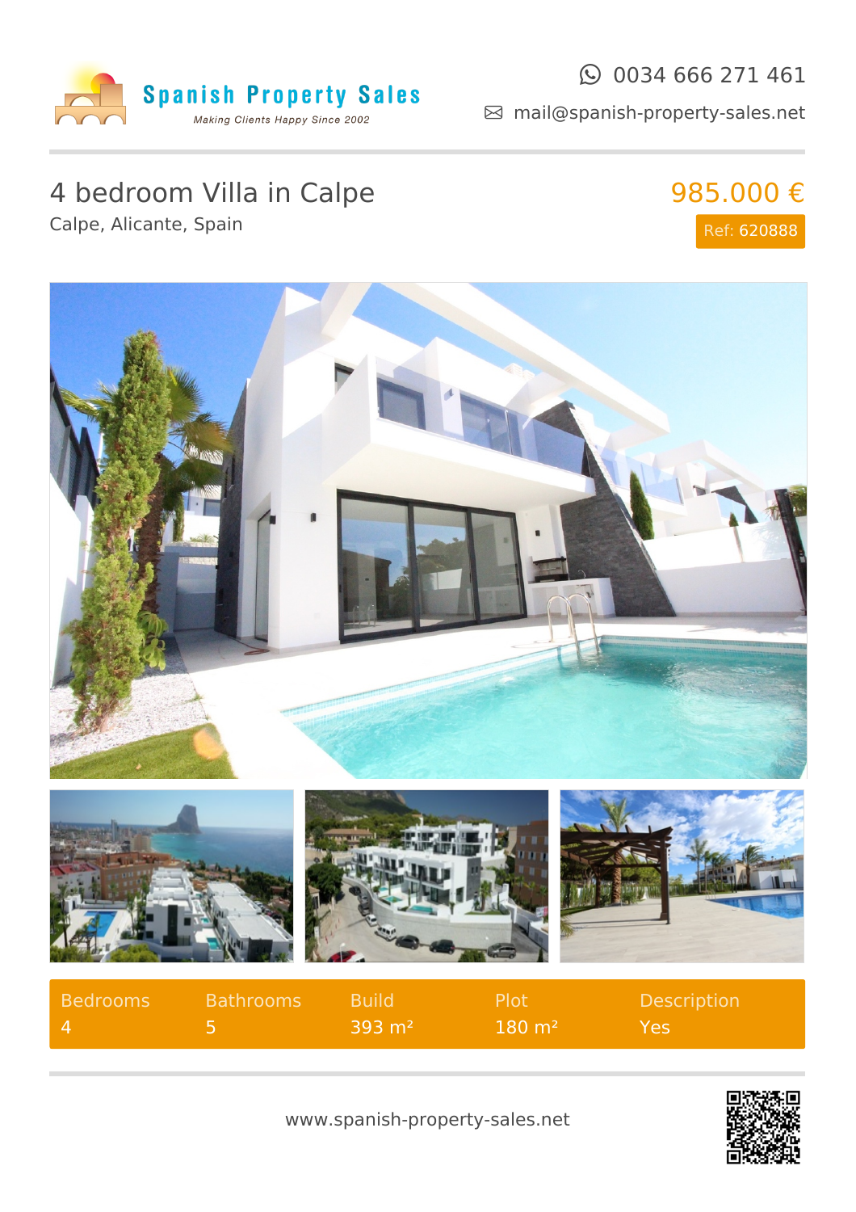Spanish Property Sales

*Making Clients Happy Since 2002*

0034 666 271 461

mail@spanish-property-sales.net

# 4 bedroom Villa in Calpe

Calpe, Alicante, Spain

**985.000 €**

Ref: 620888

| Bedrooms | Bathrooms | Build | Plot | Description |
| --- | --- | --- | --- | --- |
| 4 | 5 | 393 m² | 180 m² | Yes |

www.spanish-property-sales.net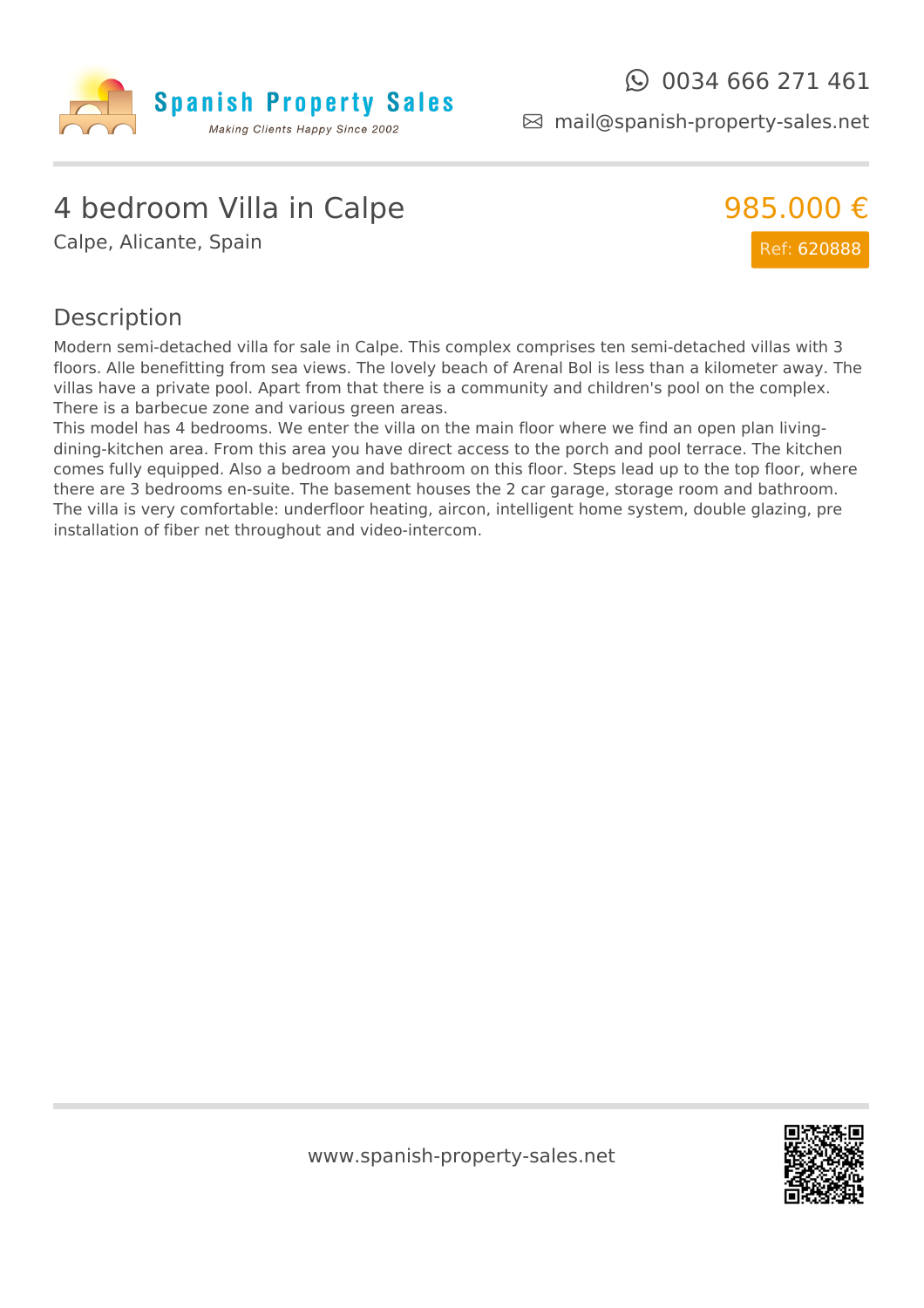Spanish Property Sales

*Making Clients Happy Since 2002*

0034 666 271 461

mail@spanish-property-sales.net

# 4 bedroom Villa in Calpe

Calpe, Alicante, Spain

985.000 €

Ref: 620888

## Description

Modern semi-detached villa for sale in Calpe. This complex comprises ten semi-detached villas with 3 floors. Alle benefitting from sea views. The lovely beach of Arenal Bol is less than a kilometer away. The villas have a private pool. Apart from that there is a community and children's pool on the complex. There is a barbecue zone and various green areas.

This model has 4 bedrooms. We enter the villa on the main floor where we find an open plan living-dining-kitchen area. From this area you have direct access to the porch and pool terrace. The kitchen comes fully equipped. Also a bedroom and bathroom on this floor. Steps lead up to the top floor, where there are 3 bedrooms en-suite. The basement houses the 2 car garage, storage room and bathroom. The villa is very comfortable: underfloor heating, aircon, intelligent home system, double glazing, pre installation of fiber net throughout and video-intercom.

www.spanish-property-sales.net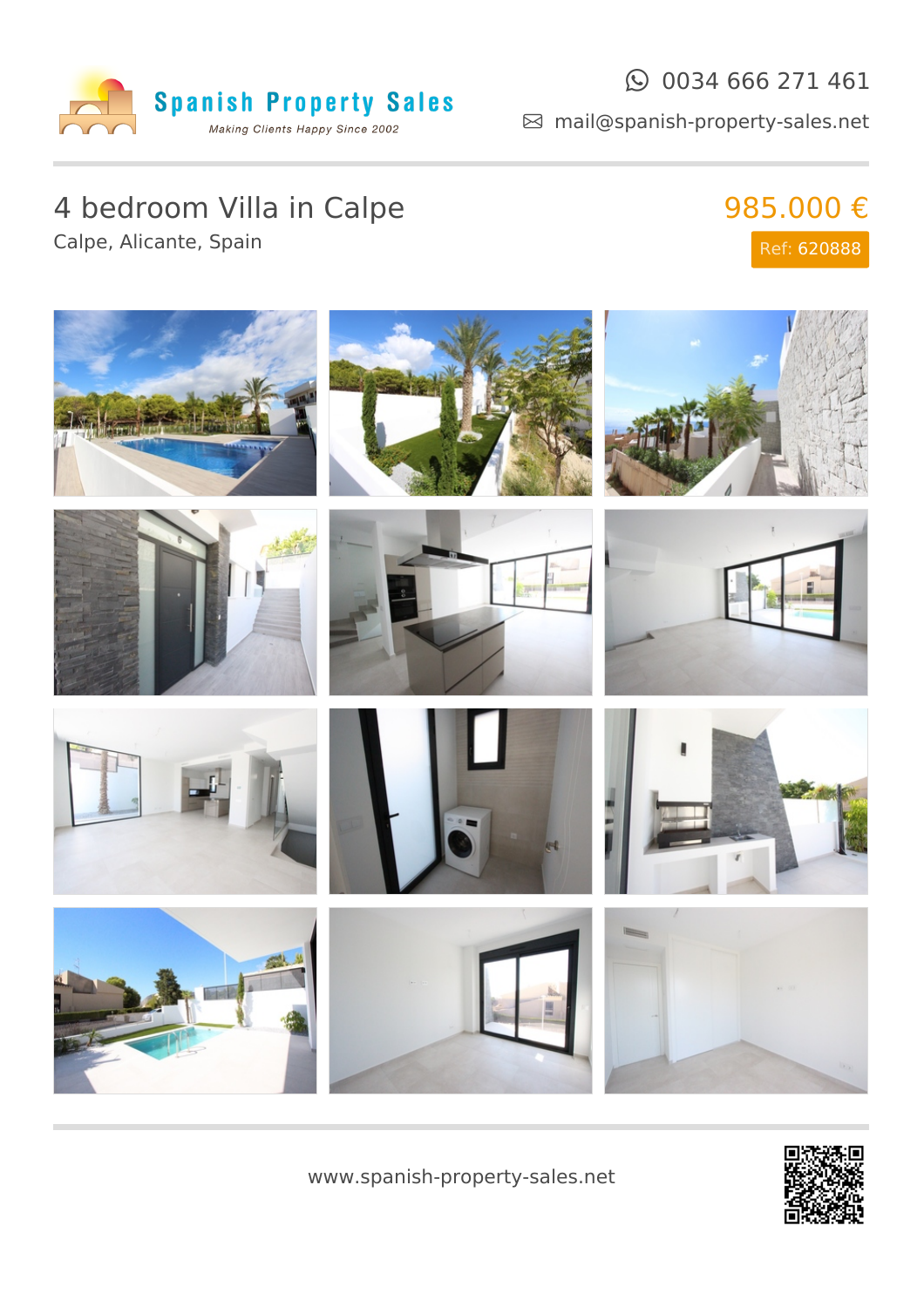Spanish Property Sales

*Making Clients Happy Since 2002*

0034 666 271 461

mail@spanish-property-sales.net

# 4 bedroom Villa in Calpe

Calpe, Alicante, Spain

985.000 €

Ref: 620888

www.spanish-property-sales.net